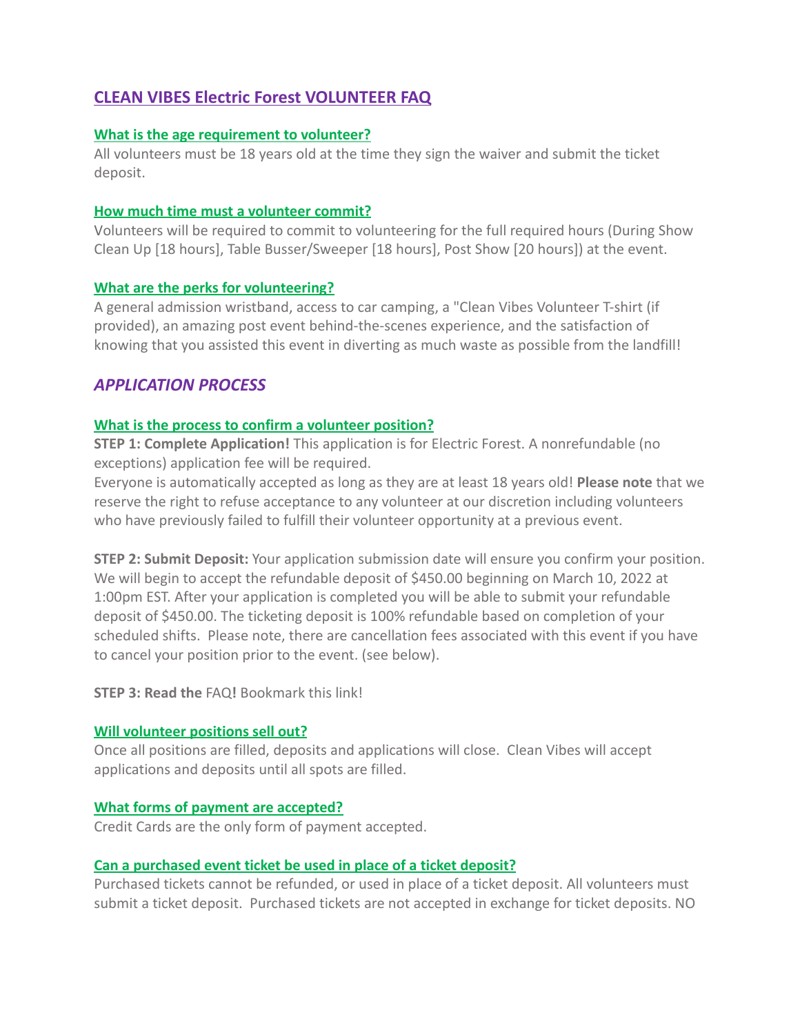# CLEAN VIBES Electric Forest VOLUNTEER FAQ

### What is the age requirement to volunteer?

All volunteers must be 18 years old at the time they sign the waiver and submit the ticket deposit.

### How much time must a volunteer commit?

Volunteers will be required to commit to volunteering for the full required hours (During Show Clean Up [18 hours], Table Busser/Sweeper [18 hours], Post Show [20 hours]) at the event.

### What are the perks for volunteering?

A general admission wristband, access to car camping, a "Clean Vibes Volunteer T-shirt (if provided), an amazing post event behind-the-scenes experience, and the satisfaction of knowing that you assisted this event in diverting as much waste as possible from the landfill!

## *APPLICATION PROCESS*

### What is the process to confirm a volunteer position?

**STEP 1: Complete Application!** This application is for Electric Forest. A nonrefundable (no exceptions) application fee will be required.
Everyone is automatically accepted as long as they are at least 18 years old! **Please note** that we reserve the right to refuse acceptance to any volunteer at our discretion including volunteers who have previously failed to fulfill their volunteer opportunity at a previous event.

**STEP 2: Submit Deposit:** Your application submission date will ensure you confirm your position. We will begin to accept the refundable deposit of $450.00 beginning on March 10, 2022 at 1:00pm EST. After your application is completed you will be able to submit your refundable deposit of $450.00. The ticketing deposit is 100% refundable based on completion of your scheduled shifts. Please note, there are cancellation fees associated with this event if you have to cancel your position prior to the event. (see below).

**STEP 3: Read the** FAQ**!** Bookmark this link!

### Will volunteer positions sell out?

Once all positions are filled, deposits and applications will close. Clean Vibes will accept applications and deposits until all spots are filled.

### What forms of payment are accepted?

Credit Cards are the only form of payment accepted.

### Can a purchased event ticket be used in place of a ticket deposit?

Purchased tickets cannot be refunded, or used in place of a ticket deposit. All volunteers must submit a ticket deposit. Purchased tickets are not accepted in exchange for ticket deposits. NO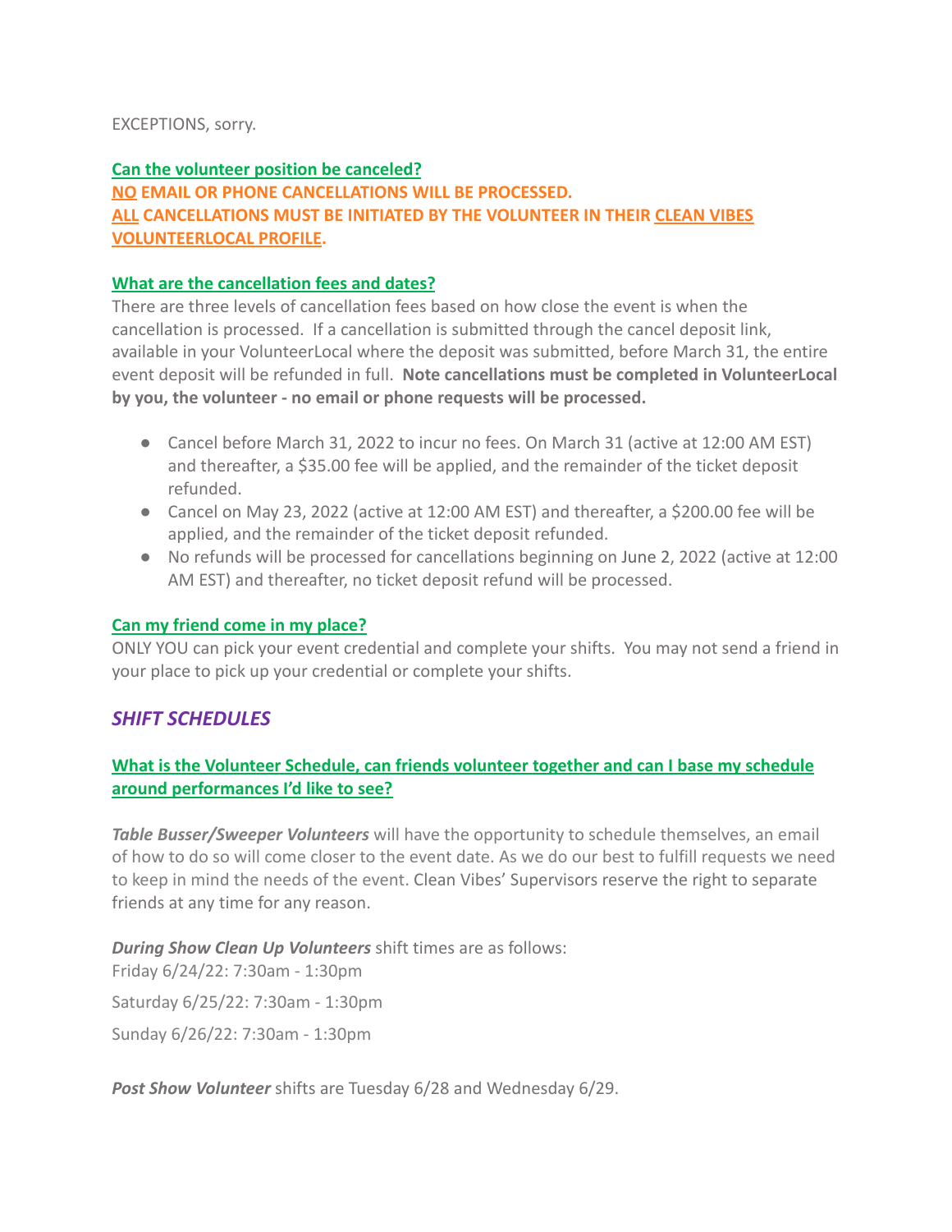EXCEPTIONS, sorry.

**Can the volunteer position be canceled?**

**NO EMAIL OR PHONE CANCELLATIONS WILL BE PROCESSED.**

**ALL CANCELLATIONS MUST BE INITIATED BY THE VOLUNTEER IN THEIR CLEAN VIBES VOLUNTEERLOCAL PROFILE.**

**What are the cancellation fees and dates?**

There are three levels of cancellation fees based on how close the event is when the cancellation is processed. If a cancellation is submitted through the cancel deposit link, available in your VolunteerLocal where the deposit was submitted, before March 31, the entire event deposit will be refunded in full. **Note cancellations must be completed in VolunteerLocal by you, the volunteer - no email or phone requests will be processed.**

- Cancel before March 31, 2022 to incur no fees. On March 31 (active at 12:00 AM EST) and thereafter, a $35.00 fee will be applied, and the remainder of the ticket deposit refunded.
- Cancel on May 23, 2022 (active at 12:00 AM EST) and thereafter, a $200.00 fee will be applied, and the remainder of the ticket deposit refunded.
- No refunds will be processed for cancellations beginning on June 2, 2022 (active at 12:00 AM EST) and thereafter, no ticket deposit refund will be processed.

**Can my friend come in my place?**

ONLY YOU can pick your event credential and complete your shifts. You may not send a friend in your place to pick up your credential or complete your shifts.

## *SHIFT SCHEDULES*

**What is the Volunteer Schedule, can friends volunteer together and can I base my schedule around performances I'd like to see?**

***Table Busser/Sweeper Volunteers*** will have the opportunity to schedule themselves, an email of how to do so will come closer to the event date. As we do our best to fulfill requests we need to keep in mind the needs of the event. Clean Vibes' Supervisors reserve the right to separate friends at any time for any reason.

***During Show Clean Up Volunteers*** shift times are as follows:

Friday 6/24/22: 7:30am - 1:30pm

Saturday 6/25/22: 7:30am - 1:30pm

Sunday 6/26/22: 7:30am - 1:30pm

***Post Show Volunteer*** shifts are Tuesday 6/28 and Wednesday 6/29.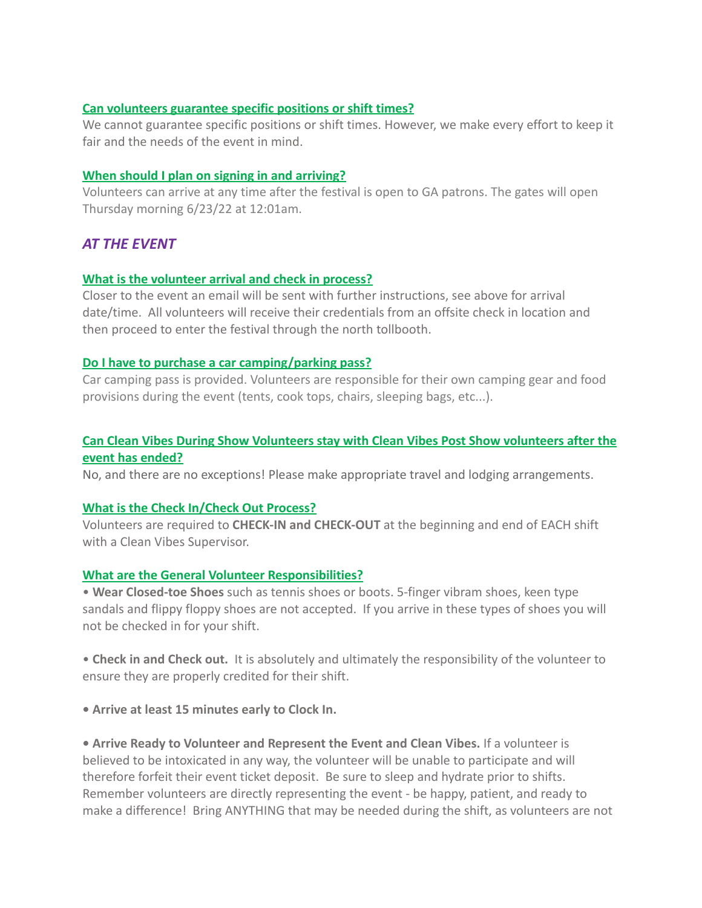### Can volunteers guarantee specific positions or shift times?

We cannot guarantee specific positions or shift times. However, we make every effort to keep it fair and the needs of the event in mind.

### When should I plan on signing in and arriving?

Volunteers can arrive at any time after the festival is open to GA patrons. The gates will open Thursday morning 6/23/22 at 12:01am.

## *AT THE EVENT*

### What is the volunteer arrival and check in process?

Closer to the event an email will be sent with further instructions, see above for arrival date/time. All volunteers will receive their credentials from an offsite check in location and then proceed to enter the festival through the north tollbooth.

### Do I have to purchase a car camping/parking pass?

Car camping pass is provided. Volunteers are responsible for their own camping gear and food provisions during the event (tents, cook tops, chairs, sleeping bags, etc...).

### Can Clean Vibes During Show Volunteers stay with Clean Vibes Post Show volunteers after the event has ended?

No, and there are no exceptions! Please make appropriate travel and lodging arrangements.

### What is the Check In/Check Out Process?

Volunteers are required to **CHECK-IN and CHECK-OUT** at the beginning and end of EACH shift with a Clean Vibes Supervisor.

### What are the General Volunteer Responsibilities?

• **Wear Closed-toe Shoes** such as tennis shoes or boots. 5-finger vibram shoes, keen type sandals and flippy floppy shoes are not accepted. If you arrive in these types of shoes you will not be checked in for your shift.

• **Check in and Check out.** It is absolutely and ultimately the responsibility of the volunteer to ensure they are properly credited for their shift.

**• Arrive at least 15 minutes early to Clock In.**

**• Arrive Ready to Volunteer and Represent the Event and Clean Vibes.** If a volunteer is believed to be intoxicated in any way, the volunteer will be unable to participate and will therefore forfeit their event ticket deposit. Be sure to sleep and hydrate prior to shifts. Remember volunteers are directly representing the event - be happy, patient, and ready to make a difference! Bring ANYTHING that may be needed during the shift, as volunteers are not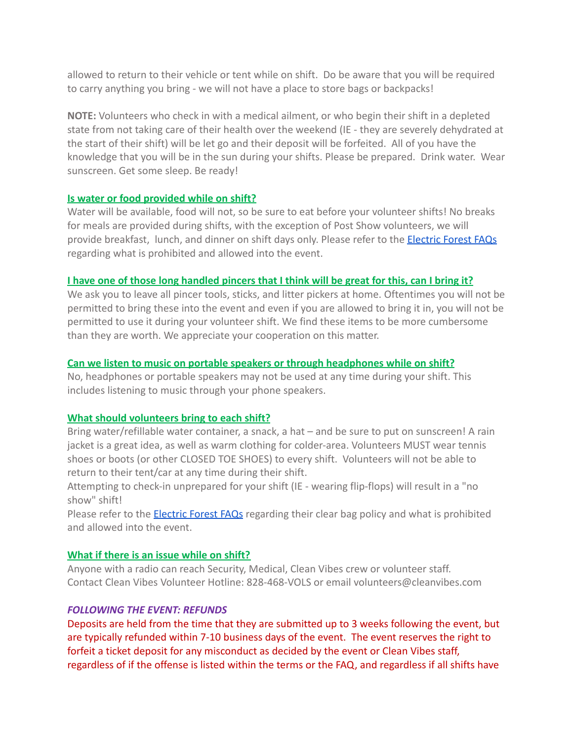allowed to return to their vehicle or tent while on shift. Do be aware that you will be required to carry anything you bring - we will not have a place to store bags or backpacks!

**NOTE:** Volunteers who check in with a medical ailment, or who begin their shift in a depleted state from not taking care of their health over the weekend (IE - they are severely dehydrated at the start of their shift) will be let go and their deposit will be forfeited. All of you have the knowledge that you will be in the sun during your shifts. Please be prepared. Drink water. Wear sunscreen. Get some sleep. Be ready!

**Is water or food provided while on shift?**

Water will be available, food will not, so be sure to eat before your volunteer shifts! No breaks for meals are provided during shifts, with the exception of Post Show volunteers, we will provide breakfast, lunch, and dinner on shift days only. Please refer to the Electric Forest FAQs regarding what is prohibited and allowed into the event.

**I have one of those long handled pincers that I think will be great for this, can I bring it?**

We ask you to leave all pincer tools, sticks, and litter pickers at home. Oftentimes you will not be permitted to bring these into the event and even if you are allowed to bring it in, you will not be permitted to use it during your volunteer shift. We find these items to be more cumbersome than they are worth. We appreciate your cooperation on this matter.

**Can we listen to music on portable speakers or through headphones while on shift?**

No, headphones or portable speakers may not be used at any time during your shift. This includes listening to music through your phone speakers.

**What should volunteers bring to each shift?**

Bring water/refillable water container, a snack, a hat – and be sure to put on sunscreen! A rain jacket is a great idea, as well as warm clothing for colder-area. Volunteers MUST wear tennis shoes or boots (or other CLOSED TOE SHOES) to every shift. Volunteers will not be able to return to their tent/car at any time during their shift.
Attempting to check-in unprepared for your shift (IE - wearing flip-flops) will result in a "no show" shift!
Please refer to the Electric Forest FAQs regarding their clear bag policy and what is prohibited and allowed into the event.

**What if there is an issue while on shift?**

Anyone with a radio can reach Security, Medical, Clean Vibes crew or volunteer staff.
Contact Clean Vibes Volunteer Hotline: 828-468-VOLS or email volunteers@cleanvibes.com

***FOLLOWING THE EVENT: REFUNDS***

Deposits are held from the time that they are submitted up to 3 weeks following the event, but are typically refunded within 7-10 business days of the event. The event reserves the right to forfeit a ticket deposit for any misconduct as decided by the event or Clean Vibes staff, regardless of if the offense is listed within the terms or the FAQ, and regardless if all shifts have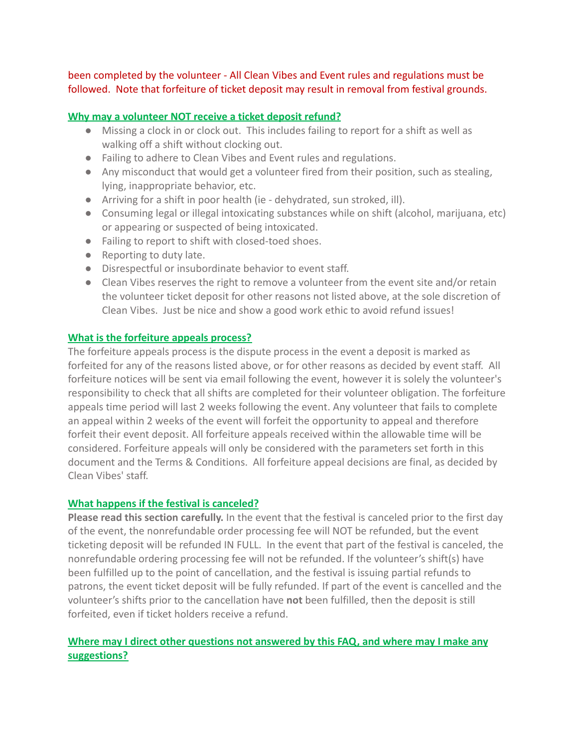been completed by the volunteer - All Clean Vibes and Event rules and regulations must be followed. Note that forfeiture of ticket deposit may result in removal from festival grounds.

## Why may a volunteer NOT receive a ticket deposit refund?

- Missing a clock in or clock out. This includes failing to report for a shift as well as walking off a shift without clocking out.
- Failing to adhere to Clean Vibes and Event rules and regulations.
- Any misconduct that would get a volunteer fired from their position, such as stealing, lying, inappropriate behavior, etc.
- Arriving for a shift in poor health (ie - dehydrated, sun stroked, ill).
- Consuming legal or illegal intoxicating substances while on shift (alcohol, marijuana, etc) or appearing or suspected of being intoxicated.
- Failing to report to shift with closed-toed shoes.
- Reporting to duty late.
- Disrespectful or insubordinate behavior to event staff.
- Clean Vibes reserves the right to remove a volunteer from the event site and/or retain the volunteer ticket deposit for other reasons not listed above, at the sole discretion of Clean Vibes. Just be nice and show a good work ethic to avoid refund issues!

## What is the forfeiture appeals process?

The forfeiture appeals process is the dispute process in the event a deposit is marked as forfeited for any of the reasons listed above, or for other reasons as decided by event staff. All forfeiture notices will be sent via email following the event, however it is solely the volunteer's responsibility to check that all shifts are completed for their volunteer obligation. The forfeiture appeals time period will last 2 weeks following the event. Any volunteer that fails to complete an appeal within 2 weeks of the event will forfeit the opportunity to appeal and therefore forfeit their event deposit. All forfeiture appeals received within the allowable time will be considered. Forfeiture appeals will only be considered with the parameters set forth in this document and the Terms & Conditions. All forfeiture appeal decisions are final, as decided by Clean Vibes' staff.

## What happens if the festival is canceled?

**Please read this section carefully.** In the event that the festival is canceled prior to the first day of the event, the nonrefundable order processing fee will NOT be refunded, but the event ticketing deposit will be refunded IN FULL. In the event that part of the festival is canceled, the nonrefundable ordering processing fee will not be refunded. If the volunteer's shift(s) have been fulfilled up to the point of cancellation, and the festival is issuing partial refunds to patrons, the event ticket deposit will be fully refunded. If part of the event is cancelled and the volunteer's shifts prior to the cancellation have **not** been fulfilled, then the deposit is still forfeited, even if ticket holders receive a refund.

## Where may I direct other questions not answered by this FAQ, and where may I make any suggestions?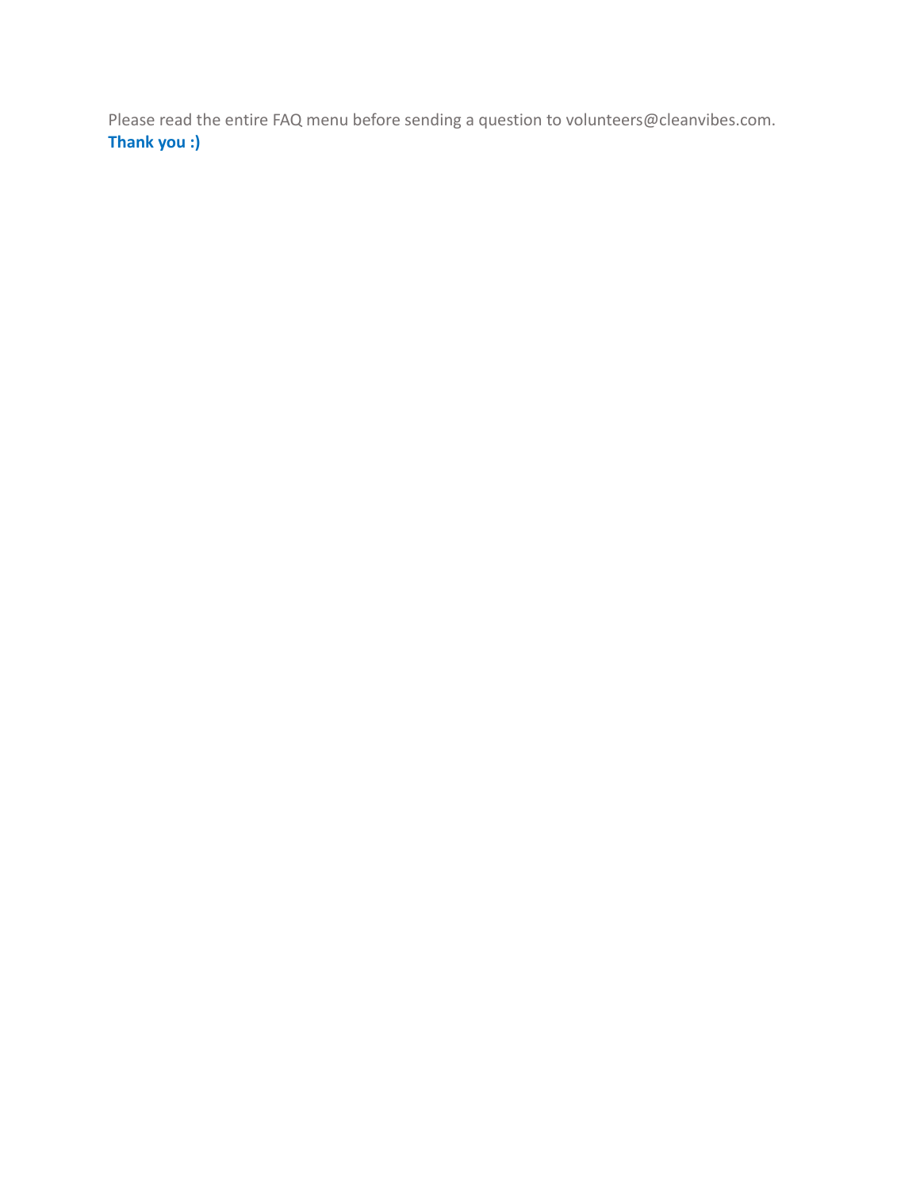Please read the entire FAQ menu before sending a question to volunteers@cleanvibes.com.
**Thank you :)**